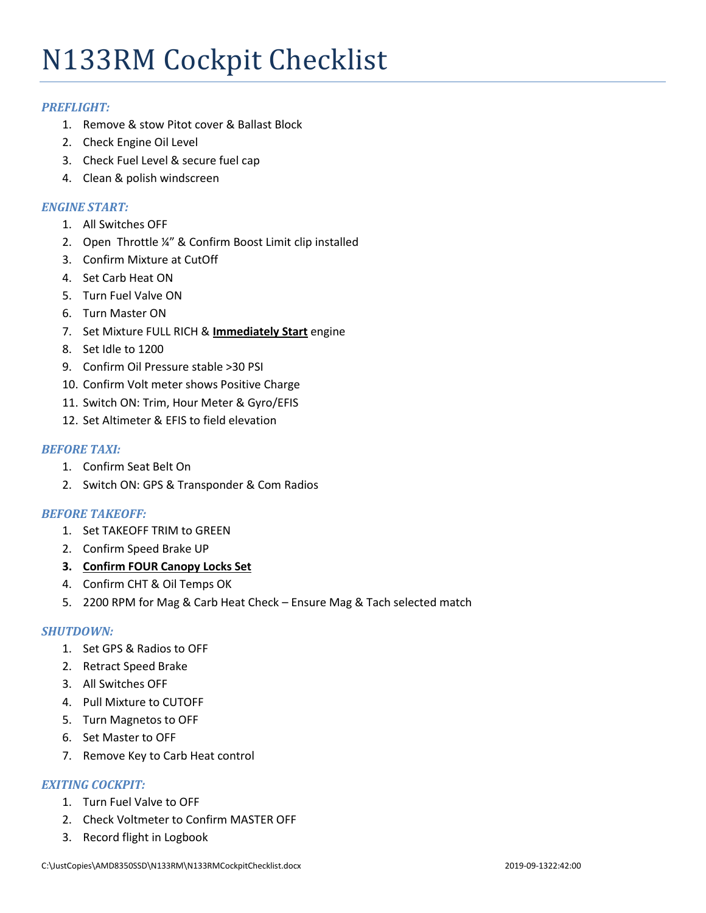# N133RM Cockpit Checklist

### *PREFLIGHT:*

1. Remove & stow Pitot cover & Ballast Block
2. Check Engine Oil Level
3. Check Fuel Level & secure fuel cap
4. Clean & polish windscreen

### *ENGINE START:*

1. All Switches OFF
2. Open Throttle ¼" & Confirm Boost Limit clip installed
3. Confirm Mixture at CutOff
4. Set Carb Heat ON
5. Turn Fuel Valve ON
6. Turn Master ON
7. Set Mixture FULL RICH & <u>**Immediately Start**</u> engine
8. Set Idle to 1200
9. Confirm Oil Pressure stable >30 PSI
10. Confirm Volt meter shows Positive Charge
11. Switch ON: Trim, Hour Meter & Gyro/EFIS
12. Set Altimeter & EFIS to field elevation

### *BEFORE TAXI:*

1. Confirm Seat Belt On
2. Switch ON: GPS & Transponder & Com Radios

### *BEFORE TAKEOFF:*

1. Set TAKEOFF TRIM to GREEN
2. Confirm Speed Brake UP
3. <u>**Confirm FOUR Canopy Locks Set**</u>
4. Confirm CHT & Oil Temps OK
5. 2200 RPM for Mag & Carb Heat Check – Ensure Mag & Tach selected match

### *SHUTDOWN:*

1. Set GPS & Radios to OFF
2. Retract Speed Brake
3. All Switches OFF
4. Pull Mixture to CUTOFF
5. Turn Magnetos to OFF
6. Set Master to OFF
7. Remove Key to Carb Heat control

### *EXITING COCKPIT:*

1. Turn Fuel Valve to OFF
2. Check Voltmeter to Confirm MASTER OFF
3. Record flight in Logbook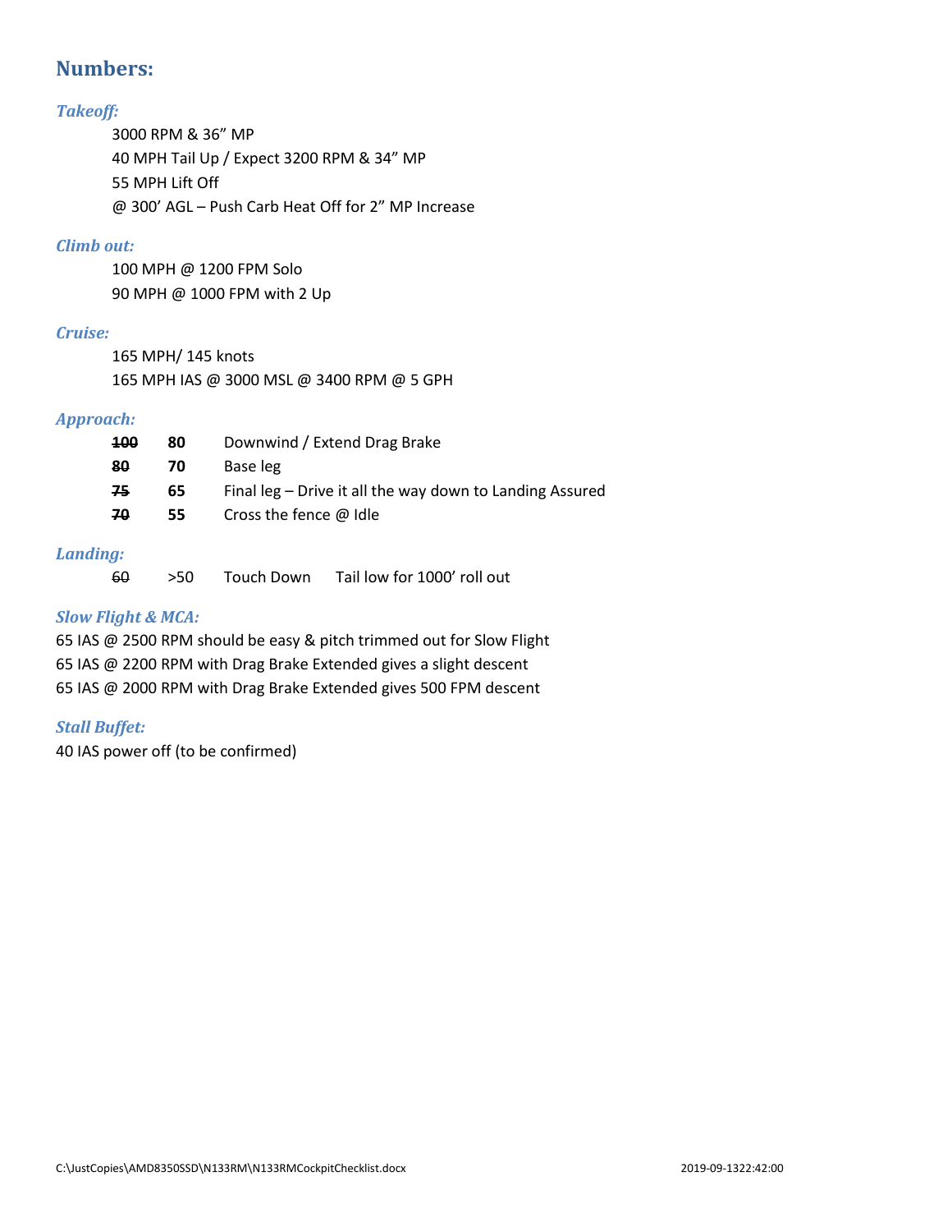## Numbers:

### *Takeoff:*

3000 RPM & 36” MP
40 MPH Tail Up / Expect 3200 RPM & 34” MP
55 MPH Lift Off
@ 300’ AGL – Push Carb Heat Off for 2” MP Increase

### *Climb out:*

100 MPH @ 1200 FPM Solo
90 MPH @ 1000 FPM with 2 Up

### *Cruise:*

165 MPH/ 145 knots
165 MPH IAS @ 3000 MSL @ 3400 RPM @ 5 GPH

### *Approach:*

| | | |
|---|---|---|
| ~~**100**~~ | **80** | Downwind / Extend Drag Brake |
| ~~**80**~~ | **70** | Base leg |
| ~~**75**~~ | **65** | Final leg – Drive it all the way down to Landing Assured |
| ~~**70**~~ | **55** | Cross the fence @ Idle |

### *Landing:*

| | | | |
|---|---|---|---|
| ~~60~~ | >50 | Touch Down | Tail low for 1000’ roll out |

### *Slow Flight & MCA:*

65 IAS @ 2500 RPM should be easy & pitch trimmed out for Slow Flight
65 IAS @ 2200 RPM with Drag Brake Extended gives a slight descent
65 IAS @ 2000 RPM with Drag Brake Extended gives 500 FPM descent

### *Stall Buffet:*

40 IAS power off (to be confirmed)